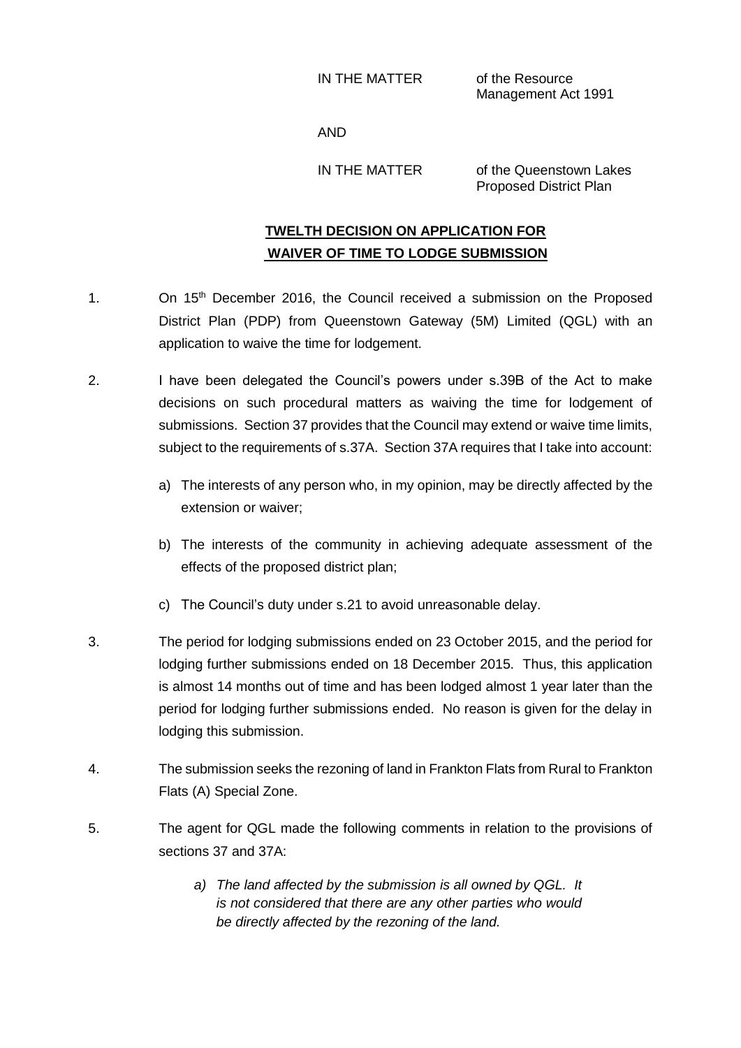IN THE MATTER of the Resource Management Act 1991

AND

IN THE MATTER of the Queenstown Lakes Proposed District Plan

## TWELTH DECISION ON APPLICATION FOR WAIVER OF TIME TO LODGE SUBMISSION

1. On 15[th] December 2016, the Council received a submission on the Proposed District Plan (PDP) from Queenstown Gateway (5M) Limited (QGL) with an application to waive the time for lodgement.

2. I have been delegated the Council's powers under s.39B of the Act to make decisions on such procedural matters as waiving the time for lodgement of submissions. Section 37 provides that the Council may extend or waive time limits, subject to the requirements of s.37A. Section 37A requires that I take into account:

   a) The interests of any person who, in my opinion, may be directly affected by the extension or waiver;

   b) The interests of the community in achieving adequate assessment of the effects of the proposed district plan;

   c) The Council's duty under s.21 to avoid unreasonable delay.

3. The period for lodging submissions ended on 23 October 2015, and the period for lodging further submissions ended on 18 December 2015. Thus, this application is almost 14 months out of time and has been lodged almost 1 year later than the period for lodging further submissions ended. No reason is given for the delay in lodging this submission.

4. The submission seeks the rezoning of land in Frankton Flats from Rural to Frankton Flats (A) Special Zone.

5. The agent for QGL made the following comments in relation to the provisions of sections 37 and 37A:

   *a) The land affected by the submission is all owned by QGL. It is not considered that there are any other parties who would be directly affected by the rezoning of the land.*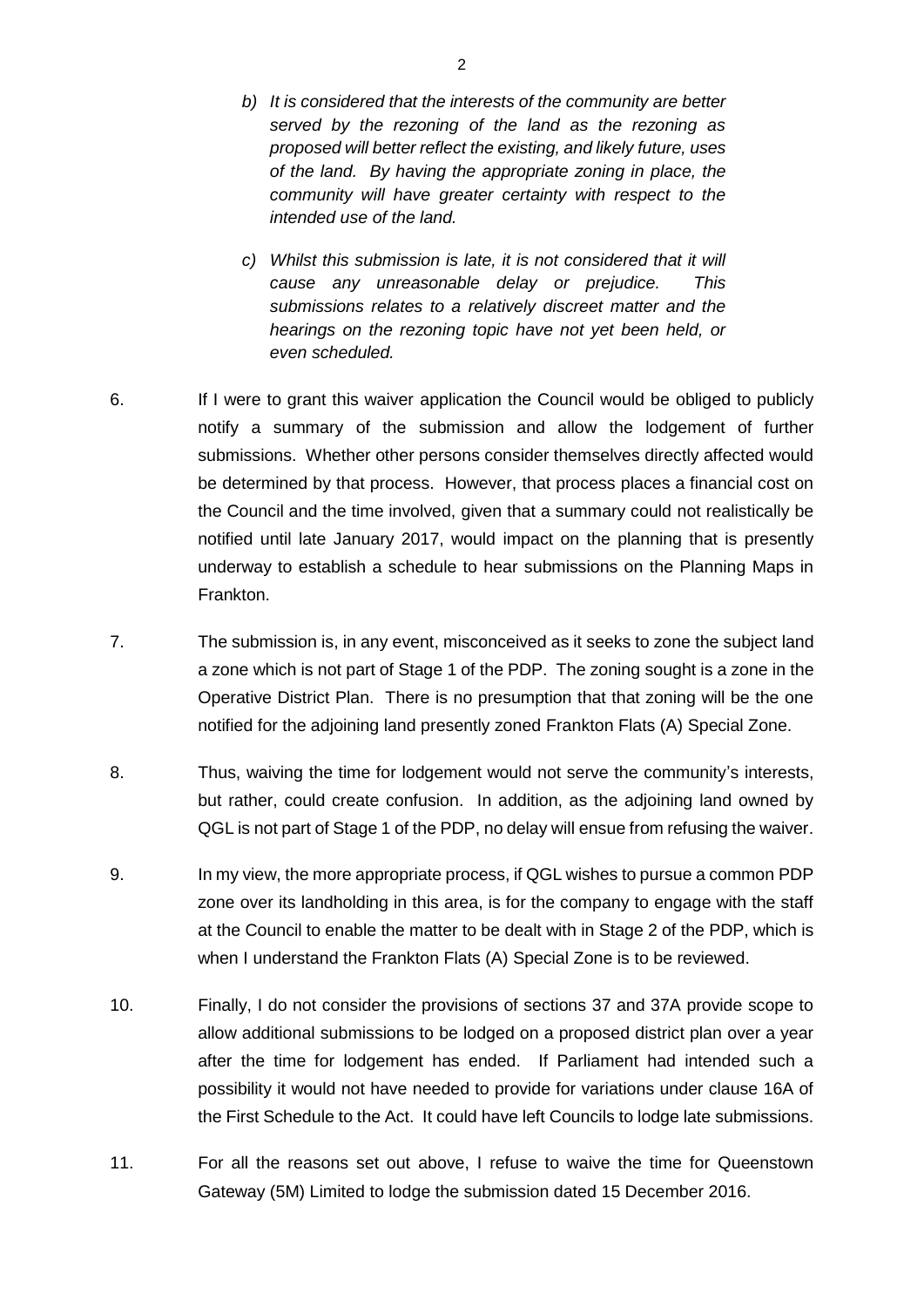*b) It is considered that the interests of the community are better served by the rezoning of the land as the rezoning as proposed will better reflect the existing, and likely future, uses of the land. By having the appropriate zoning in place, the community will have greater certainty with respect to the intended use of the land.*

*c) Whilst this submission is late, it is not considered that it will cause any unreasonable delay or prejudice. This submissions relates to a relatively discreet matter and the hearings on the rezoning topic have not yet been held, or even scheduled.*

6. If I were to grant this waiver application the Council would be obliged to publicly notify a summary of the submission and allow the lodgement of further submissions. Whether other persons consider themselves directly affected would be determined by that process. However, that process places a financial cost on the Council and the time involved, given that a summary could not realistically be notified until late January 2017, would impact on the planning that is presently underway to establish a schedule to hear submissions on the Planning Maps in Frankton.

7. The submission is, in any event, misconceived as it seeks to zone the subject land a zone which is not part of Stage 1 of the PDP. The zoning sought is a zone in the Operative District Plan. There is no presumption that that zoning will be the one notified for the adjoining land presently zoned Frankton Flats (A) Special Zone.

8. Thus, waiving the time for lodgement would not serve the community's interests, but rather, could create confusion. In addition, as the adjoining land owned by QGL is not part of Stage 1 of the PDP, no delay will ensue from refusing the waiver.

9. In my view, the more appropriate process, if QGL wishes to pursue a common PDP zone over its landholding in this area, is for the company to engage with the staff at the Council to enable the matter to be dealt with in Stage 2 of the PDP, which is when I understand the Frankton Flats (A) Special Zone is to be reviewed.

10. Finally, I do not consider the provisions of sections 37 and 37A provide scope to allow additional submissions to be lodged on a proposed district plan over a year after the time for lodgement has ended. If Parliament had intended such a possibility it would not have needed to provide for variations under clause 16A of the First Schedule to the Act. It could have left Councils to lodge late submissions.

11. For all the reasons set out above, I refuse to waive the time for Queenstown Gateway (5M) Limited to lodge the submission dated 15 December 2016.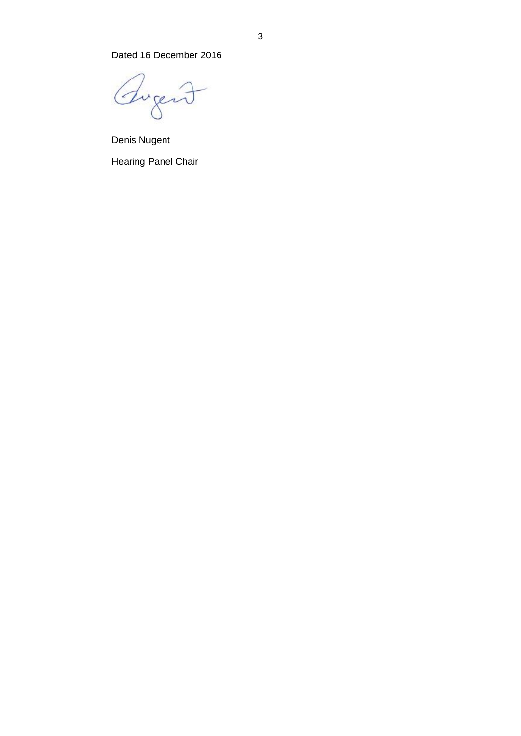Dated 16 December 2016

Denis Nugent

Hearing Panel Chair